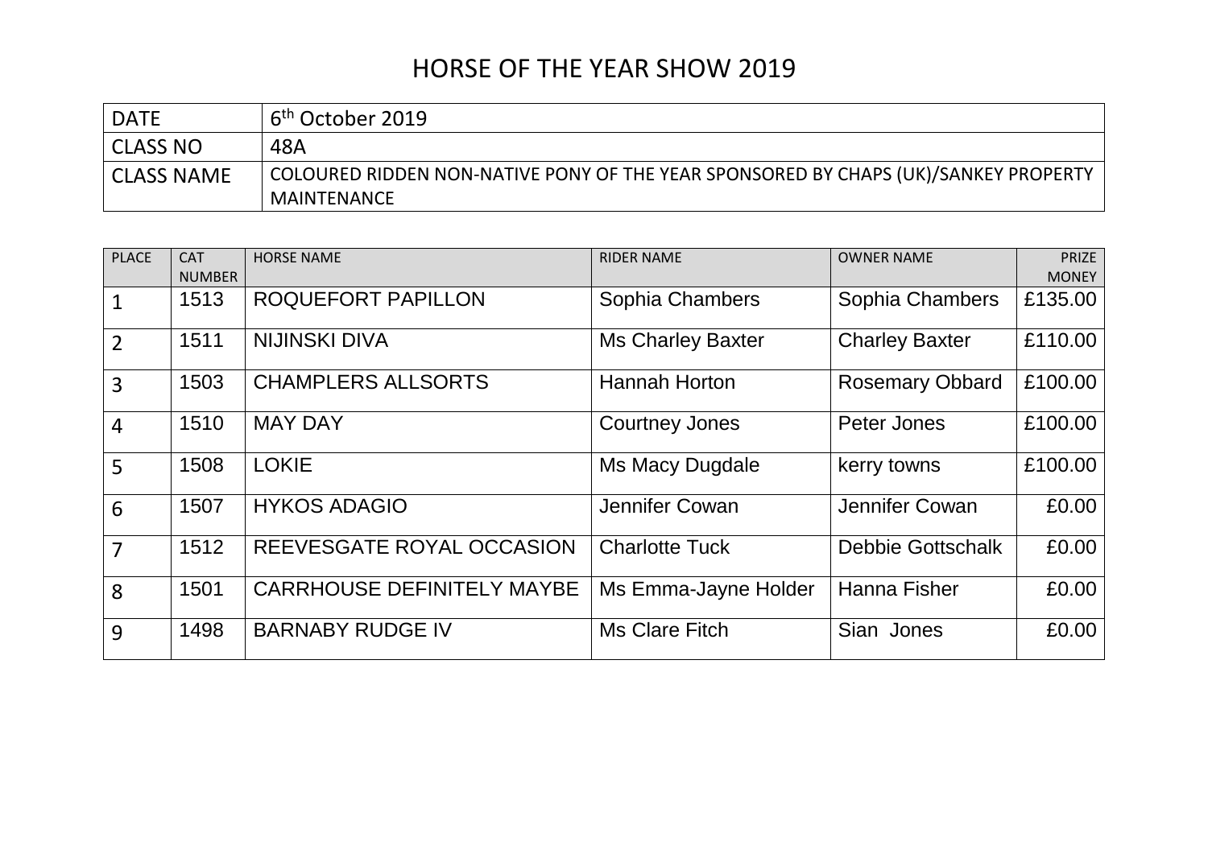# HORSE OF THE YEAR SHOW 2019

| DATE | 6th October 2019 |
|---|---|
| CLASS NO | 48A |
| CLASS NAME | COLOURED RIDDEN NON-NATIVE PONY OF THE YEAR SPONSORED BY CHAPS (UK)/SANKEY PROPERTY MAINTENANCE |

| PLACE | CAT NUMBER | HORSE NAME | RIDER NAME | OWNER NAME | PRIZE MONEY |
|---|---|---|---|---|---|
| 1 | 1513 | ROQUEFORT PAPILLON | Sophia Chambers | Sophia Chambers | £135.00 |
| 2 | 1511 | NIJINSKI DIVA | Ms Charley Baxter | Charley Baxter | £110.00 |
| 3 | 1503 | CHAMPLERS ALLSORTS | Hannah Horton | Rosemary Obbard | £100.00 |
| 4 | 1510 | MAY DAY | Courtney Jones | Peter Jones | £100.00 |
| 5 | 1508 | LOKIE | Ms Macy Dugdale | kerry towns | £100.00 |
| 6 | 1507 | HYKOS ADAGIO | Jennifer Cowan | Jennifer Cowan | £0.00 |
| 7 | 1512 | REEVESGATE ROYAL OCCASION | Charlotte Tuck | Debbie Gottschalk | £0.00 |
| 8 | 1501 | CARRHOUSE DEFINITELY MAYBE | Ms Emma-Jayne Holder | Hanna Fisher | £0.00 |
| 9 | 1498 | BARNABY RUDGE IV | Ms Clare Fitch | Sian Jones | £0.00 |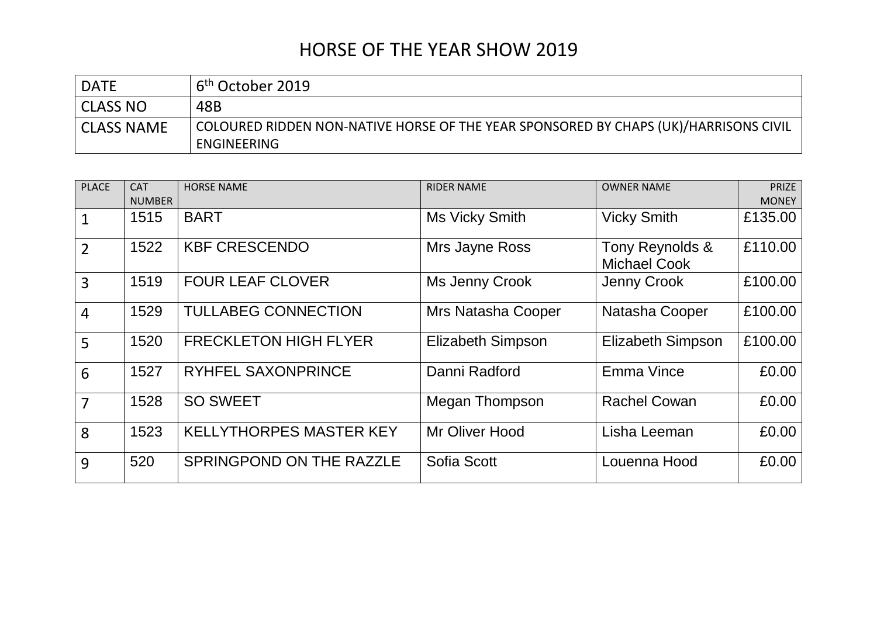# HORSE OF THE YEAR SHOW 2019

| DATE | 6th October 2019 |
| --- | --- |
| CLASS NO | 48B |
| CLASS NAME | COLOURED RIDDEN NON-NATIVE HORSE OF THE YEAR SPONSORED BY CHAPS (UK)/HARRISONS CIVIL ENGINEERING |

| PLACE | CAT NUMBER | HORSE NAME | RIDER NAME | OWNER NAME | PRIZE MONEY |
| --- | --- | --- | --- | --- | --- |
| 1 | 1515 | BART | Ms Vicky Smith | Vicky Smith | £135.00 |
| 2 | 1522 | KBF CRESCENDO | Mrs Jayne Ross | Tony Reynolds & Michael Cook | £110.00 |
| 3 | 1519 | FOUR LEAF CLOVER | Ms Jenny Crook | Jenny Crook | £100.00 |
| 4 | 1529 | TULLABEG CONNECTION | Mrs Natasha Cooper | Natasha Cooper | £100.00 |
| 5 | 1520 | FRECKLETON HIGH FLYER | Elizabeth Simpson | Elizabeth Simpson | £100.00 |
| 6 | 1527 | RYHFEL SAXONPRINCE | Danni Radford | Emma Vince | £0.00 |
| 7 | 1528 | SO SWEET | Megan Thompson | Rachel Cowan | £0.00 |
| 8 | 1523 | KELLYTHORPES MASTER KEY | Mr Oliver Hood | Lisha Leeman | £0.00 |
| 9 | 520 | SPRINGPOND ON THE RAZZLE | Sofia Scott | Louenna Hood | £0.00 |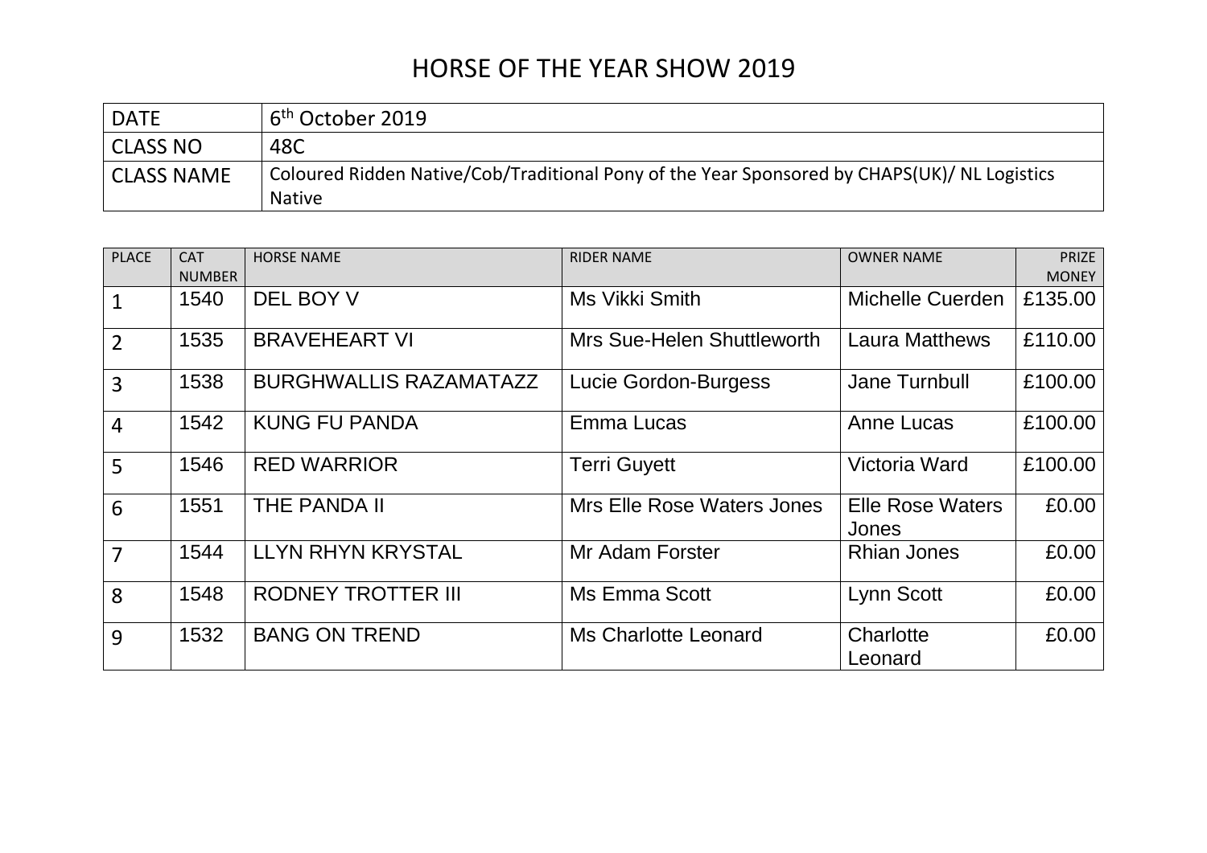# HORSE OF THE YEAR SHOW 2019

| DATE | 6th October 2019 |
| --- | --- |
| CLASS NO | 48C |
| CLASS NAME | Coloured Ridden Native/Cob/Traditional Pony of the Year Sponsored by CHAPS(UK)/ NL Logistics Native |

| PLACE | CAT NUMBER | HORSE NAME | RIDER NAME | OWNER NAME | PRIZE MONEY |
| --- | --- | --- | --- | --- | --- |
| 1 | 1540 | DEL BOY V | Ms Vikki Smith | Michelle Cuerden | £135.00 |
| 2 | 1535 | BRAVEHEART VI | Mrs Sue-Helen Shuttleworth | Laura Matthews | £110.00 |
| 3 | 1538 | BURGHWALLIS RAZAMATAZZ | Lucie Gordon-Burgess | Jane Turnbull | £100.00 |
| 4 | 1542 | KUNG FU PANDA | Emma Lucas | Anne Lucas | £100.00 |
| 5 | 1546 | RED WARRIOR | Terri Guyett | Victoria Ward | £100.00 |
| 6 | 1551 | THE PANDA II | Mrs Elle Rose Waters Jones | Elle Rose Waters Jones | £0.00 |
| 7 | 1544 | LLYN RHYN KRYSTAL | Mr Adam Forster | Rhian Jones | £0.00 |
| 8 | 1548 | RODNEY TROTTER III | Ms Emma Scott | Lynn Scott | £0.00 |
| 9 | 1532 | BANG ON TREND | Ms Charlotte Leonard | Charlotte Leonard | £0.00 |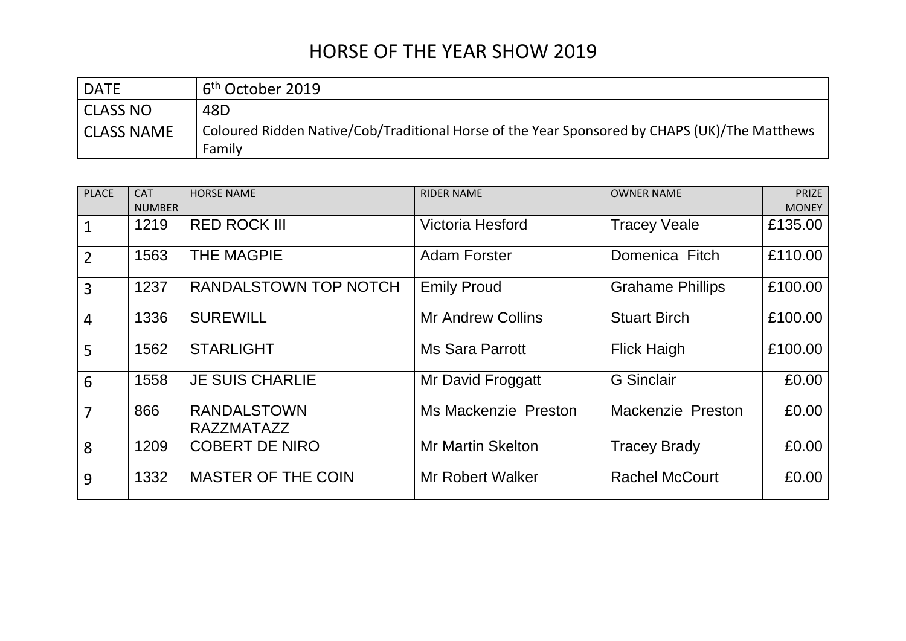# HORSE OF THE YEAR SHOW 2019

| DATE | 6th October 2019 |
|---|---|
| CLASS NO | 48D |
| CLASS NAME | Coloured Ridden Native/Cob/Traditional Horse of the Year Sponsored by CHAPS (UK)/The Matthews Family |

| PLACE | CAT NUMBER | HORSE NAME | RIDER NAME | OWNER NAME | PRIZE MONEY |
|---|---|---|---|---|---|
| 1 | 1219 | RED ROCK III | Victoria Hesford | Tracey Veale | £135.00 |
| 2 | 1563 | THE MAGPIE | Adam Forster | Domenica Fitch | £110.00 |
| 3 | 1237 | RANDALSTOWN TOP NOTCH | Emily Proud | Grahame Phillips | £100.00 |
| 4 | 1336 | SUREWILL | Mr Andrew Collins | Stuart Birch | £100.00 |
| 5 | 1562 | STARLIGHT | Ms Sara Parrott | Flick Haigh | £100.00 |
| 6 | 1558 | JE SUIS CHARLIE | Mr David Froggatt | G Sinclair | £0.00 |
| 7 | 866 | RANDALSTOWN RAZZMATAZZ | Ms Mackenzie Preston | Mackenzie Preston | £0.00 |
| 8 | 1209 | COBERT DE NIRO | Mr Martin Skelton | Tracey Brady | £0.00 |
| 9 | 1332 | MASTER OF THE COIN | Mr Robert Walker | Rachel McCourt | £0.00 |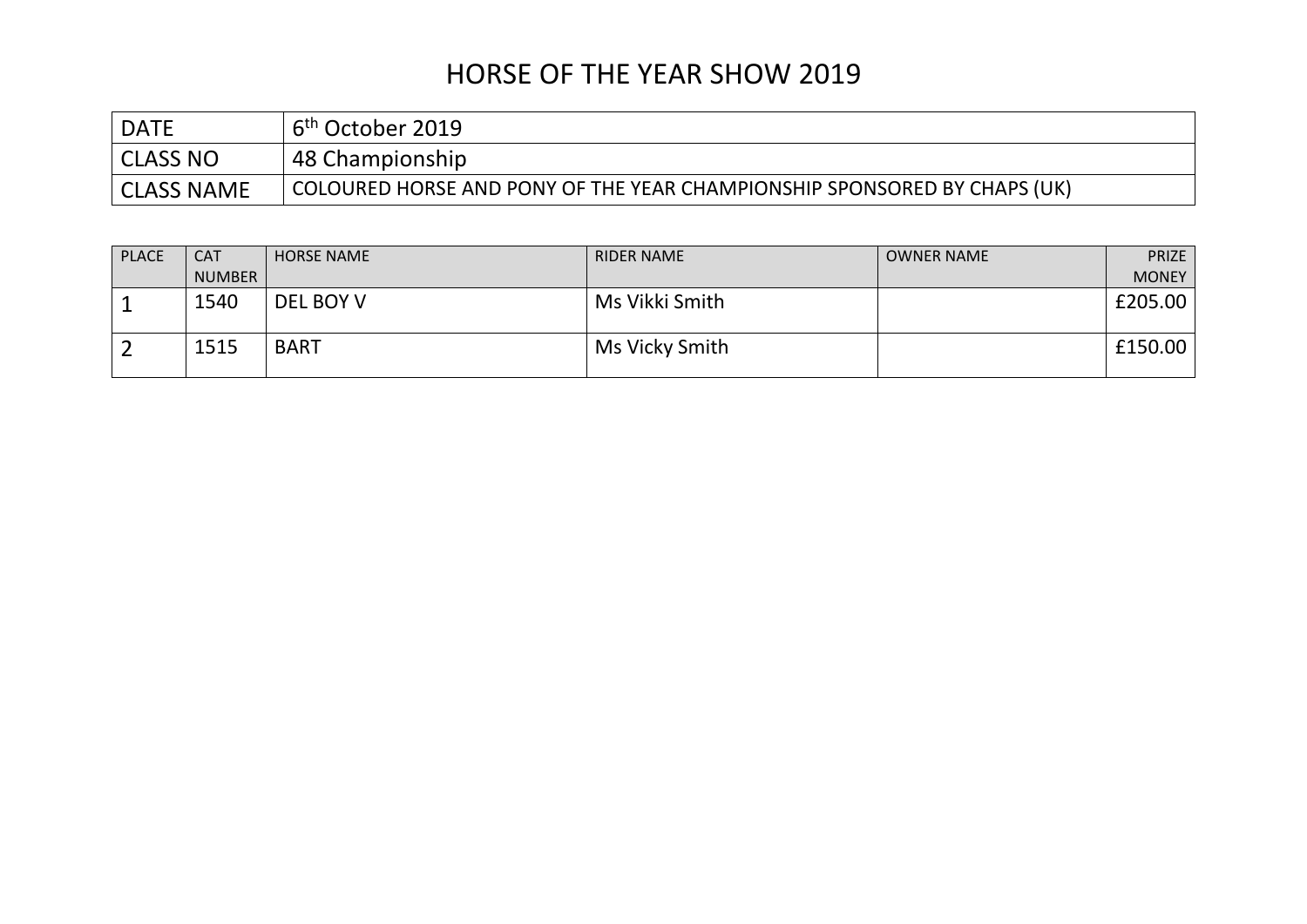# HORSE OF THE YEAR SHOW 2019

| | |
|---|---|
| DATE | 6th October 2019 |
| CLASS NO | 48 Championship |
| CLASS NAME | COLOURED HORSE AND PONY OF THE YEAR CHAMPIONSHIP SPONSORED BY CHAPS (UK) |

| PLACE | CAT NUMBER | HORSE NAME | RIDER NAME | OWNER NAME | PRIZE MONEY |
|---|---|---|---|---|---|
| 1 | 1540 | DEL BOY V | Ms Vikki Smith | | £205.00 |
| 2 | 1515 | BART | Ms Vicky Smith | | £150.00 |